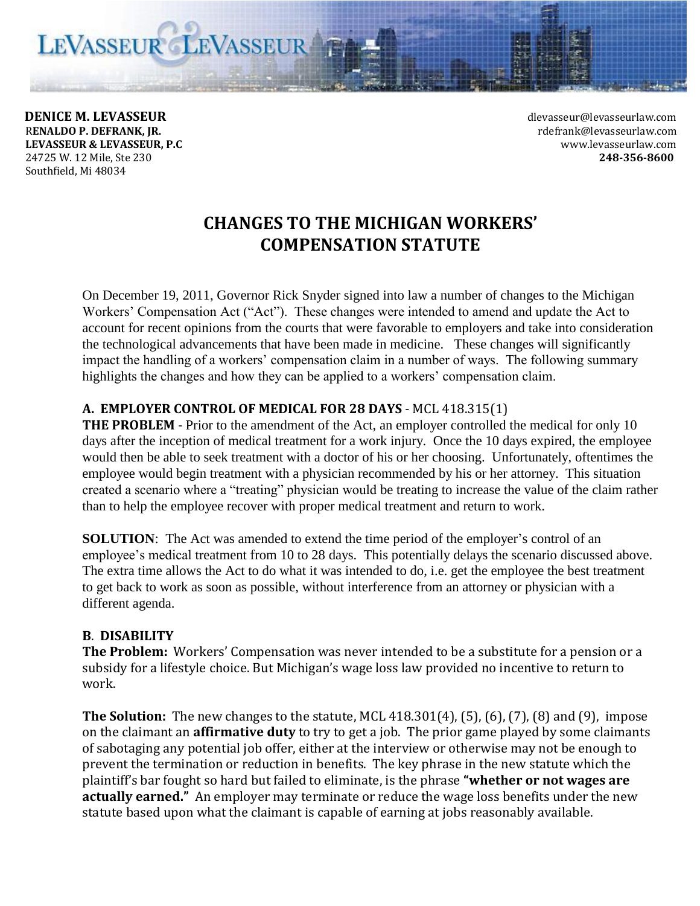**DENICE M. LEVASSEUR**
**RENALDO P. DEFRANK, JR.**
**LEVASSEUR & LEVASSEUR, P.C**
24725 W. 12 Mile, Ste 230
Southfield, Mi 48034

dlevasseur@levasseurlaw.com
rdefrank@levasseurlaw.com
www.levasseurlaw.com
**248-356-8600**

# CHANGES TO THE MICHIGAN WORKERS' COMPENSATION STATUTE

On December 19, 2011, Governor Rick Snyder signed into law a number of changes to the Michigan Workers' Compensation Act ("Act"). These changes were intended to amend and update the Act to account for recent opinions from the courts that were favorable to employers and take into consideration the technological advancements that have been made in medicine. These changes will significantly impact the handling of a workers' compensation claim in a number of ways. The following summary highlights the changes and how they can be applied to a workers' compensation claim.

## A. EMPLOYER CONTROL OF MEDICAL FOR 28 DAYS - MCL 418.315(1)

**THE PROBLEM** - Prior to the amendment of the Act, an employer controlled the medical for only 10 days after the inception of medical treatment for a work injury. Once the 10 days expired, the employee would then be able to seek treatment with a doctor of his or her choosing. Unfortunately, oftentimes the employee would begin treatment with a physician recommended by his or her attorney. This situation created a scenario where a "treating" physician would be treating to increase the value of the claim rather than to help the employee recover with proper medical treatment and return to work.

**SOLUTION**: The Act was amended to extend the time period of the employer's control of an employee's medical treatment from 10 to 28 days. This potentially delays the scenario discussed above. The extra time allows the Act to do what it was intended to do, i.e. get the employee the best treatment to get back to work as soon as possible, without interference from an attorney or physician with a different agenda.

## B. DISABILITY

**The Problem:** Workers' Compensation was never intended to be a substitute for a pension or a subsidy for a lifestyle choice. But Michigan's wage loss law provided no incentive to return to work.

**The Solution:** The new changes to the statute, MCL 418.301(4), (5), (6), (7), (8) and (9), impose on the claimant an **affirmative duty** to try to get a job. The prior game played by some claimants of sabotaging any potential job offer, either at the interview or otherwise may not be enough to prevent the termination or reduction in benefits. The key phrase in the new statute which the plaintiff's bar fought so hard but failed to eliminate, is the phrase **"whether or not wages are actually earned."** An employer may terminate or reduce the wage loss benefits under the new statute based upon what the claimant is capable of earning at jobs reasonably available.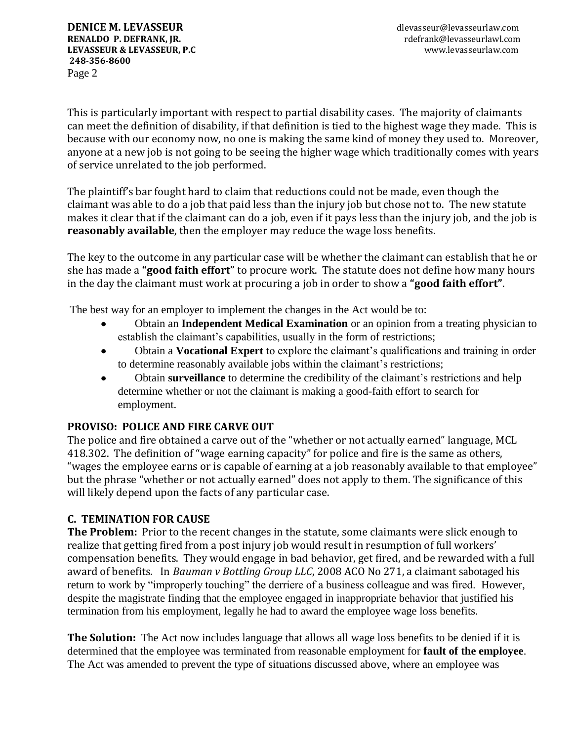This is particularly important with respect to partial disability cases. The majority of claimants can meet the definition of disability, if that definition is tied to the highest wage they made. This is because with our economy now, no one is making the same kind of money they used to. Moreover, anyone at a new job is not going to be seeing the higher wage which traditionally comes with years of service unrelated to the job performed.

The plaintiff's bar fought hard to claim that reductions could not be made, even though the claimant was able to do a job that paid less than the injury job but chose not to. The new statute makes it clear that if the claimant can do a job, even if it pays less than the injury job, and the job is **reasonably available**, then the employer may reduce the wage loss benefits.

The key to the outcome in any particular case will be whether the claimant can establish that he or she has made a **"good faith effort"** to procure work. The statute does not define how many hours in the day the claimant must work at procuring a job in order to show a **"good faith effort"**.

The best way for an employer to implement the changes in the Act would be to:

- Obtain an **Independent Medical Examination** or an opinion from a treating physician to establish the claimant's capabilities, usually in the form of restrictions;
- Obtain a **Vocational Expert** to explore the claimant's qualifications and training in order to determine reasonably available jobs within the claimant's restrictions;
- Obtain **surveillance** to determine the credibility of the claimant's restrictions and help determine whether or not the claimant is making a good-faith effort to search for employment.

**PROVISO: POLICE AND FIRE CARVE OUT**

The police and fire obtained a carve out of the "whether or not actually earned" language, MCL 418.302. The definition of "wage earning capacity" for police and fire is the same as others, "wages the employee earns or is capable of earning at a job reasonably available to that employee" but the phrase "whether or not actually earned" does not apply to them. The significance of this will likely depend upon the facts of any particular case.

**C. TEMINATION FOR CAUSE**

**The Problem:** Prior to the recent changes in the statute, some claimants were slick enough to realize that getting fired from a post injury job would result in resumption of full workers' compensation benefits. They would engage in bad behavior, get fired, and be rewarded with a full award of benefits. In *Bauman v Bottling Group LLC*, 2008 ACO No 271, a claimant sabotaged his return to work by "improperly touching" the derriere of a business colleague and was fired. However, despite the magistrate finding that the employee engaged in inappropriate behavior that justified his termination from his employment, legally he had to award the employee wage loss benefits.

**The Solution:** The Act now includes language that allows all wage loss benefits to be denied if it is determined that the employee was terminated from reasonable employment for **fault of the employee**. The Act was amended to prevent the type of situations discussed above, where an employee was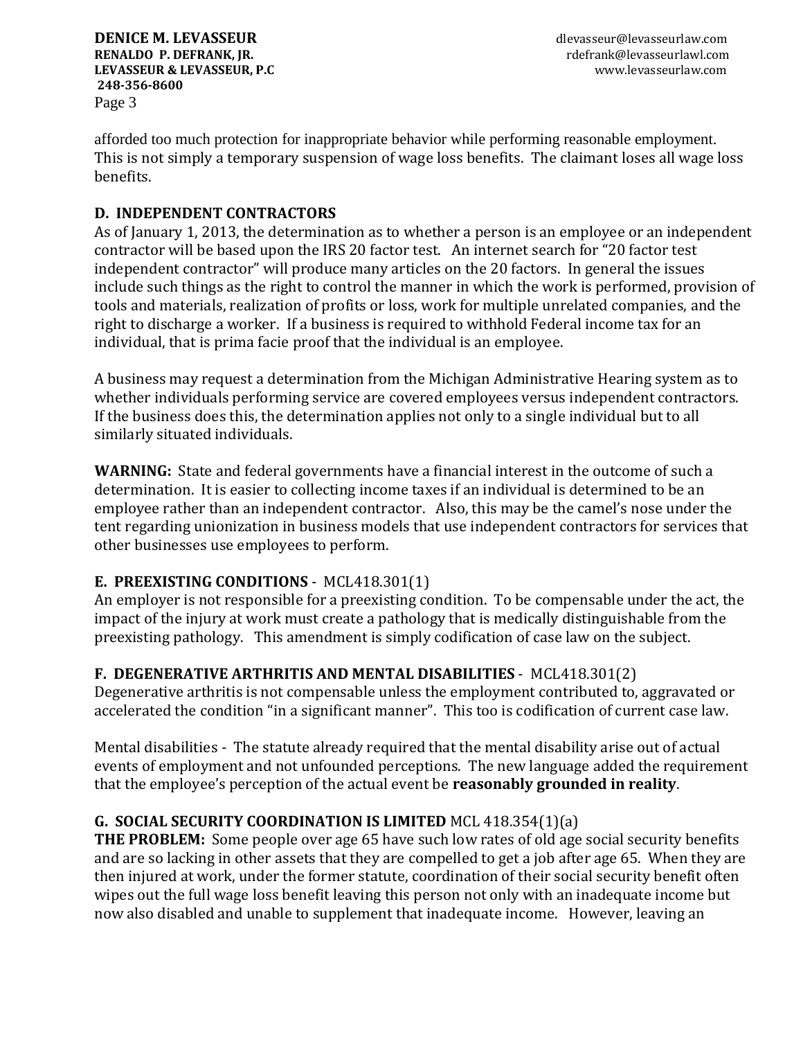afforded too much protection for inappropriate behavior while performing reasonable employment. This is not simply a temporary suspension of wage loss benefits. The claimant loses all wage loss benefits.

**D. INDEPENDENT CONTRACTORS**

As of January 1, 2013, the determination as to whether a person is an employee or an independent contractor will be based upon the IRS 20 factor test. An internet search for "20 factor test independent contractor" will produce many articles on the 20 factors. In general the issues include such things as the right to control the manner in which the work is performed, provision of tools and materials, realization of profits or loss, work for multiple unrelated companies, and the right to discharge a worker. If a business is required to withhold Federal income tax for an individual, that is prima facie proof that the individual is an employee.

A business may request a determination from the Michigan Administrative Hearing system as to whether individuals performing service are covered employees versus independent contractors. If the business does this, the determination applies not only to a single individual but to all similarly situated individuals.

**WARNING:** State and federal governments have a financial interest in the outcome of such a determination. It is easier to collecting income taxes if an individual is determined to be an employee rather than an independent contractor. Also, this may be the camel's nose under the tent regarding unionization in business models that use independent contractors for services that other businesses use employees to perform.

**E. PREEXISTING CONDITIONS** - MCL418.301(1)

An employer is not responsible for a preexisting condition. To be compensable under the act, the impact of the injury at work must create a pathology that is medically distinguishable from the preexisting pathology. This amendment is simply codification of case law on the subject.

**F. DEGENERATIVE ARTHRITIS AND MENTAL DISABILITIES** - MCL418.301(2)

Degenerative arthritis is not compensable unless the employment contributed to, aggravated or accelerated the condition "in a significant manner". This too is codification of current case law.

Mental disabilities - The statute already required that the mental disability arise out of actual events of employment and not unfounded perceptions. The new language added the requirement that the employee's perception of the actual event be **reasonably grounded in reality**.

**G. SOCIAL SECURITY COORDINATION IS LIMITED** MCL 418.354(1)(a)

**THE PROBLEM:** Some people over age 65 have such low rates of old age social security benefits and are so lacking in other assets that they are compelled to get a job after age 65. When they are then injured at work, under the former statute, coordination of their social security benefit often wipes out the full wage loss benefit leaving this person not only with an inadequate income but now also disabled and unable to supplement that inadequate income. However, leaving an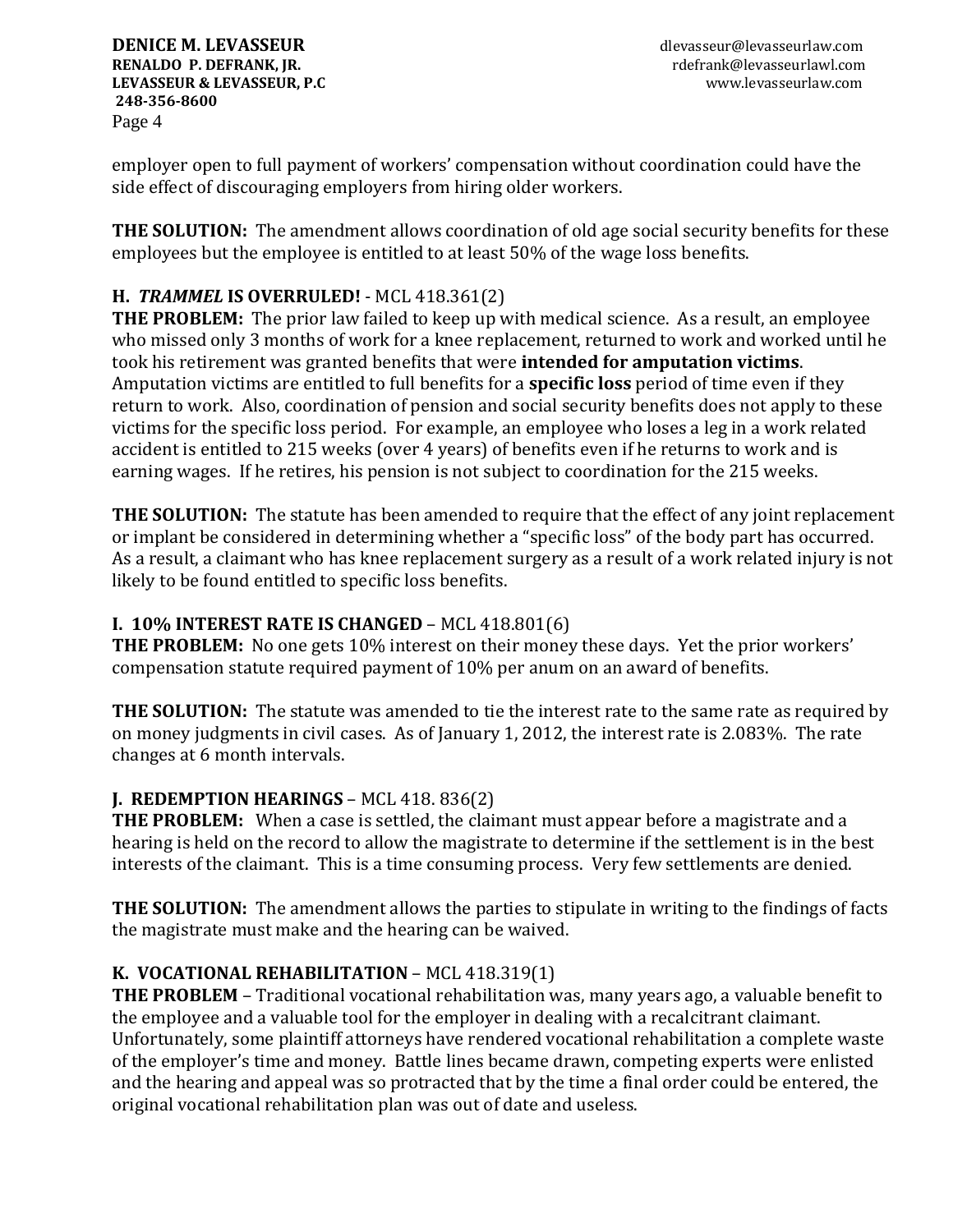employer open to full payment of workers' compensation without coordination could have the side effect of discouraging employers from hiring older workers.

**THE SOLUTION:** The amendment allows coordination of old age social security benefits for these employees but the employee is entitled to at least 50% of the wage loss benefits.

**H. *TRAMMEL* IS OVERRULED!** - MCL 418.361(2)

**THE PROBLEM:** The prior law failed to keep up with medical science. As a result, an employee who missed only 3 months of work for a knee replacement, returned to work and worked until he took his retirement was granted benefits that were **intended for amputation victims**. Amputation victims are entitled to full benefits for a **specific loss** period of time even if they return to work. Also, coordination of pension and social security benefits does not apply to these victims for the specific loss period. For example, an employee who loses a leg in a work related accident is entitled to 215 weeks (over 4 years) of benefits even if he returns to work and is earning wages. If he retires, his pension is not subject to coordination for the 215 weeks.

**THE SOLUTION:** The statute has been amended to require that the effect of any joint replacement or implant be considered in determining whether a "specific loss" of the body part has occurred. As a result, a claimant who has knee replacement surgery as a result of a work related injury is not likely to be found entitled to specific loss benefits.

**I. 10% INTEREST RATE IS CHANGED** – MCL 418.801(6)

**THE PROBLEM:** No one gets 10% interest on their money these days. Yet the prior workers' compensation statute required payment of 10% per anum on an award of benefits.

**THE SOLUTION:** The statute was amended to tie the interest rate to the same rate as required by on money judgments in civil cases. As of January 1, 2012, the interest rate is 2.083%. The rate changes at 6 month intervals.

**J. REDEMPTION HEARINGS** – MCL 418. 836(2)

**THE PROBLEM:** When a case is settled, the claimant must appear before a magistrate and a hearing is held on the record to allow the magistrate to determine if the settlement is in the best interests of the claimant. This is a time consuming process. Very few settlements are denied.

**THE SOLUTION:** The amendment allows the parties to stipulate in writing to the findings of facts the magistrate must make and the hearing can be waived.

**K. VOCATIONAL REHABILITATION** – MCL 418.319(1)

**THE PROBLEM** – Traditional vocational rehabilitation was, many years ago, a valuable benefit to the employee and a valuable tool for the employer in dealing with a recalcitrant claimant. Unfortunately, some plaintiff attorneys have rendered vocational rehabilitation a complete waste of the employer's time and money. Battle lines became drawn, competing experts were enlisted and the hearing and appeal was so protracted that by the time a final order could be entered, the original vocational rehabilitation plan was out of date and useless.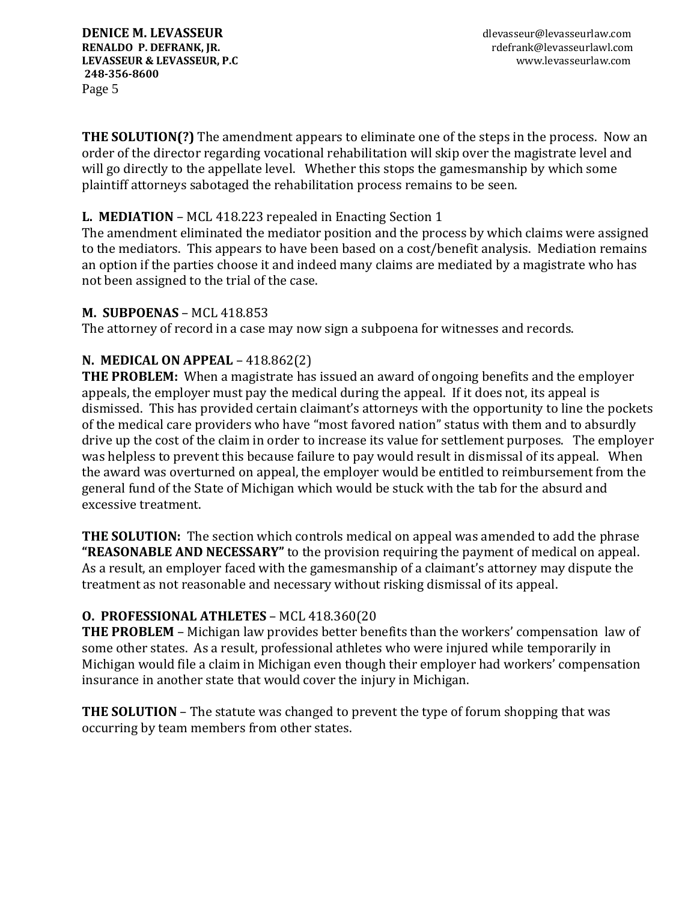**THE SOLUTION(?)** The amendment appears to eliminate one of the steps in the process. Now an order of the director regarding vocational rehabilitation will skip over the magistrate level and will go directly to the appellate level. Whether this stops the gamesmanship by which some plaintiff attorneys sabotaged the rehabilitation process remains to be seen.

**L. MEDIATION** – MCL 418.223 repealed in Enacting Section 1

The amendment eliminated the mediator position and the process by which claims were assigned to the mediators. This appears to have been based on a cost/benefit analysis. Mediation remains an option if the parties choose it and indeed many claims are mediated by a magistrate who has not been assigned to the trial of the case.

**M. SUBPOENAS** – MCL 418.853

The attorney of record in a case may now sign a subpoena for witnesses and records.

**N. MEDICAL ON APPEAL** – 418.862(2)

**THE PROBLEM:** When a magistrate has issued an award of ongoing benefits and the employer appeals, the employer must pay the medical during the appeal. If it does not, its appeal is dismissed. This has provided certain claimant's attorneys with the opportunity to line the pockets of the medical care providers who have "most favored nation" status with them and to absurdly drive up the cost of the claim in order to increase its value for settlement purposes. The employer was helpless to prevent this because failure to pay would result in dismissal of its appeal. When the award was overturned on appeal, the employer would be entitled to reimbursement from the general fund of the State of Michigan which would be stuck with the tab for the absurd and excessive treatment.

**THE SOLUTION:** The section which controls medical on appeal was amended to add the phrase **"REASONABLE AND NECESSARY"** to the provision requiring the payment of medical on appeal. As a result, an employer faced with the gamesmanship of a claimant's attorney may dispute the treatment as not reasonable and necessary without risking dismissal of its appeal.

**O. PROFESSIONAL ATHLETES** – MCL 418.360(20

**THE PROBLEM** – Michigan law provides better benefits than the workers' compensation law of some other states. As a result, professional athletes who were injured while temporarily in Michigan would file a claim in Michigan even though their employer had workers' compensation insurance in another state that would cover the injury in Michigan.

**THE SOLUTION** – The statute was changed to prevent the type of forum shopping that was occurring by team members from other states.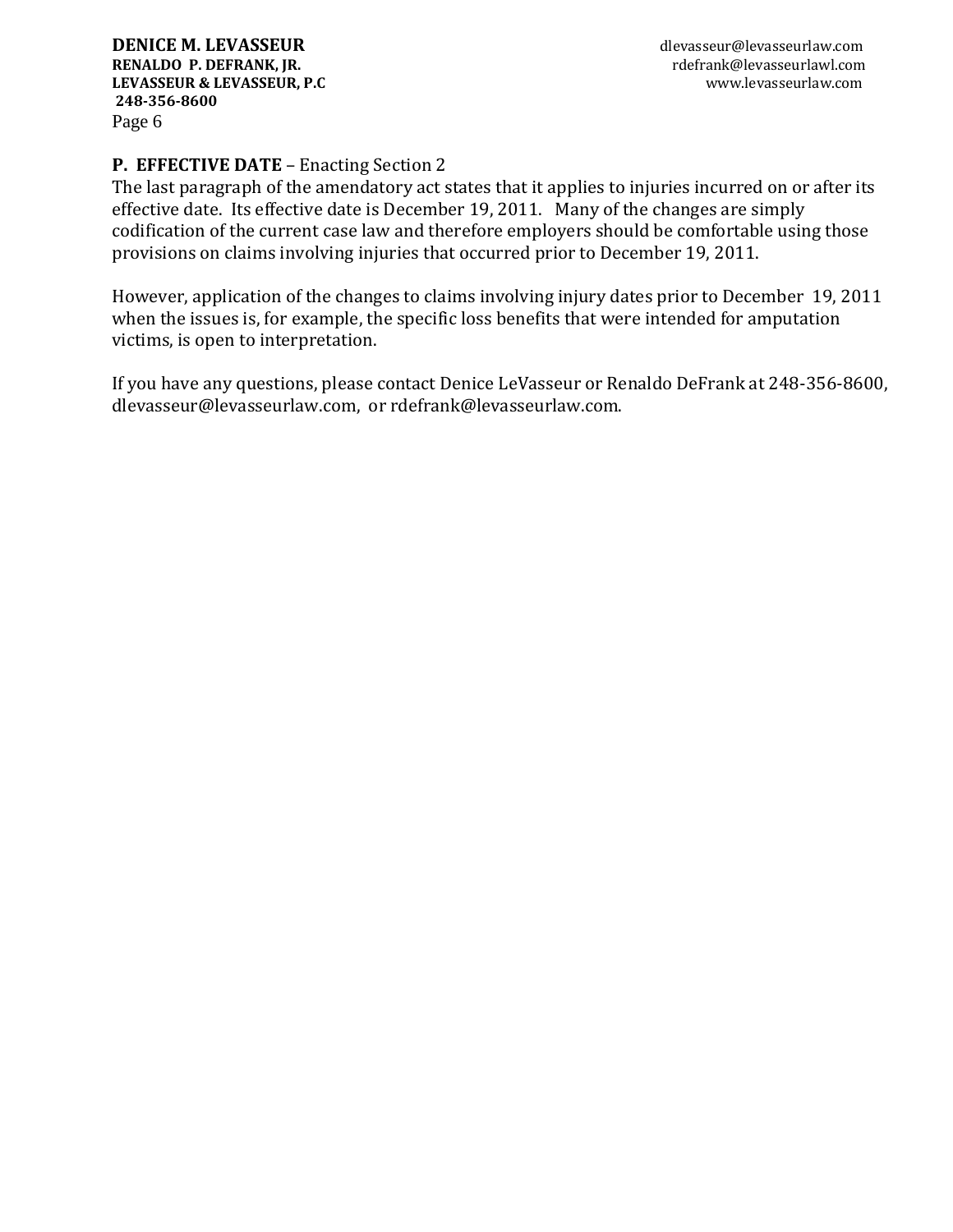**P. EFFECTIVE DATE** – Enacting Section 2
The last paragraph of the amendatory act states that it applies to injuries incurred on or after its effective date. Its effective date is December 19, 2011. Many of the changes are simply codification of the current case law and therefore employers should be comfortable using those provisions on claims involving injuries that occurred prior to December 19, 2011.

However, application of the changes to claims involving injury dates prior to December 19, 2011 when the issues is, for example, the specific loss benefits that were intended for amputation victims, is open to interpretation.

If you have any questions, please contact Denice LeVasseur or Renaldo DeFrank at 248-356-8600, dlevasseur@levasseurlaw.com, or rdefrank@levasseurlaw.com.